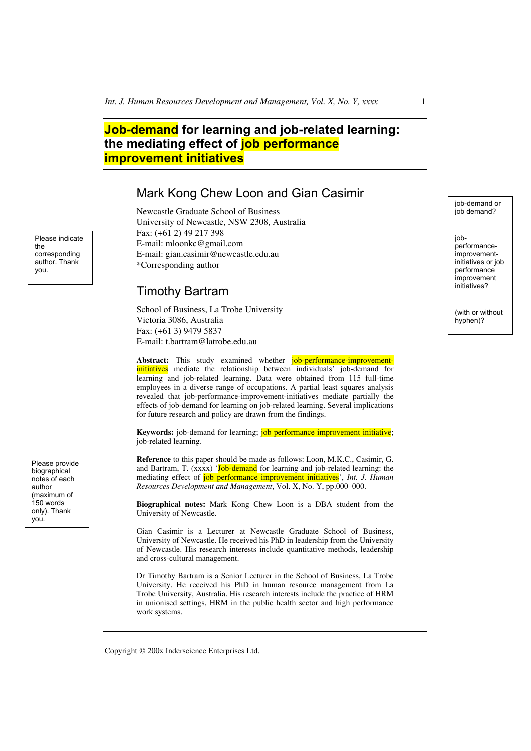# Job-demand for learning and job-related learning: the mediating effect of job performance improvement initiatives

## Mark Kong Chew Loon and Gian Casimir

Newcastle Graduate School of Business
University of Newcastle, NSW 2308, Australia
Fax: (+61 2) 49 217 398
E-mail: mloonkc@gmail.com
E-mail: gian.casimir@newcastle.edu.au
*Corresponding author

## Timothy Bartram

School of Business, La Trobe University
Victoria 3086, Australia
Fax: (+61 3) 9479 5837
E-mail: t.bartram@latrobe.edu.au

**Abstract:** This study examined whether job-performance-improvement-initiatives mediate the relationship between individuals' job-demand for learning and job-related learning. Data were obtained from 115 full-time employees in a diverse range of occupations. A partial least squares analysis revealed that job-performance-improvement-initiatives mediate partially the effects of job-demand for learning on job-related learning. Several implications for future research and policy are drawn from the findings.

**Keywords:** job-demand for learning; job performance improvement initiative; job-related learning.

**Reference** to this paper should be made as follows: Loon, M.K.C., Casimir, G. and Bartram, T. (xxxx) 'Job-demand for learning and job-related learning: the mediating effect of job performance improvement initiatives', *Int. J. Human Resources Development and Management*, Vol. X, No. Y, pp.000–000.

**Biographical notes:** Mark Kong Chew Loon is a DBA student from the University of Newcastle.

Gian Casimir is a Lecturer at Newcastle Graduate School of Business, University of Newcastle. He received his PhD in leadership from the University of Newcastle. His research interests include quantitative methods, leadership and cross-cultural management.

Dr Timothy Bartram is a Senior Lecturer in the School of Business, La Trobe University. He received his PhD in human resource management from La Trobe University, Australia. His research interests include the practice of HRM in unionised settings, HRM in the public health sector and high performance work systems.

Please indicate the corresponding author. Thank you.

Please provide biographical notes of each author (maximum of 150 words only). Thank you.

job-demand or job demand?

job-performance-improvement-initiatives or job performance improvement initiatives?

(with or without hyphen)?

Copyright © 200x Inderscience Enterprises Ltd.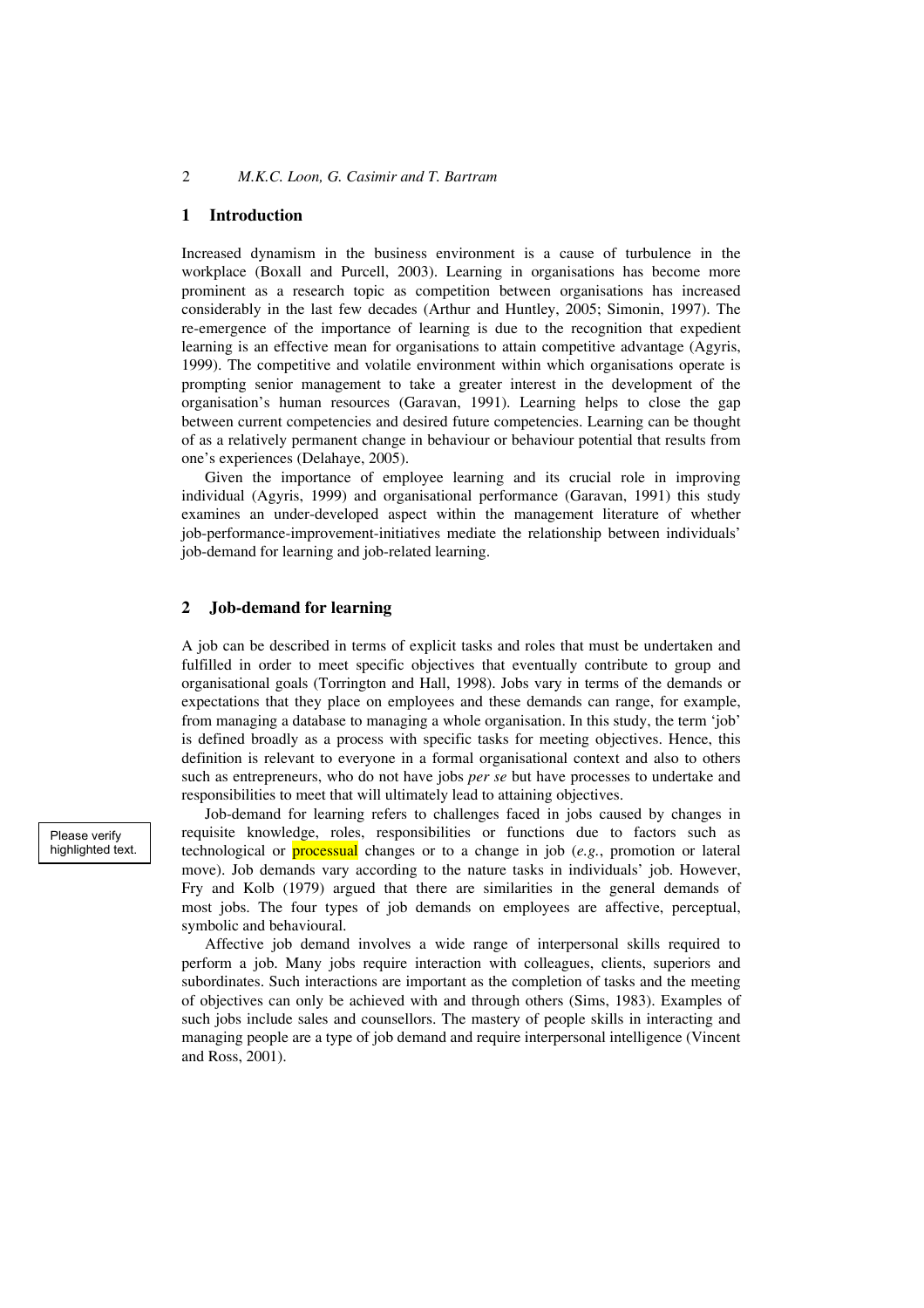## 1 Introduction

Increased dynamism in the business environment is a cause of turbulence in the workplace (Boxall and Purcell, 2003). Learning in organisations has become more prominent as a research topic as competition between organisations has increased considerably in the last few decades (Arthur and Huntley, 2005; Simonin, 1997). The re-emergence of the importance of learning is due to the recognition that expedient learning is an effective mean for organisations to attain competitive advantage (Agyris, 1999). The competitive and volatile environment within which organisations operate is prompting senior management to take a greater interest in the development of the organisation's human resources (Garavan, 1991). Learning helps to close the gap between current competencies and desired future competencies. Learning can be thought of as a relatively permanent change in behaviour or behaviour potential that results from one's experiences (Delahaye, 2005).

Given the importance of employee learning and its crucial role in improving individual (Agyris, 1999) and organisational performance (Garavan, 1991) this study examines an under-developed aspect within the management literature of whether job-performance-improvement-initiatives mediate the relationship between individuals' job-demand for learning and job-related learning.

## 2 Job-demand for learning

A job can be described in terms of explicit tasks and roles that must be undertaken and fulfilled in order to meet specific objectives that eventually contribute to group and organisational goals (Torrington and Hall, 1998). Jobs vary in terms of the demands or expectations that they place on employees and these demands can range, for example, from managing a database to managing a whole organisation. In this study, the term 'job' is defined broadly as a process with specific tasks for meeting objectives. Hence, this definition is relevant to everyone in a formal organisational context and also to others such as entrepreneurs, who do not have jobs *per se* but have processes to undertake and responsibilities to meet that will ultimately lead to attaining objectives.

Job-demand for learning refers to challenges faced in jobs caused by changes in requisite knowledge, roles, responsibilities or functions due to factors such as technological or processual changes or to a change in job (*e.g.*, promotion or lateral move). Job demands vary according to the nature tasks in individuals' job. However, Fry and Kolb (1979) argued that there are similarities in the general demands of most jobs. The four types of job demands on employees are affective, perceptual, symbolic and behavioural.

Affective job demand involves a wide range of interpersonal skills required to perform a job. Many jobs require interaction with colleagues, clients, superiors and subordinates. Such interactions are important as the completion of tasks and the meeting of objectives can only be achieved with and through others (Sims, 1983). Examples of such jobs include sales and counsellors. The mastery of people skills in interacting and managing people are a type of job demand and require interpersonal intelligence (Vincent and Ross, 2001).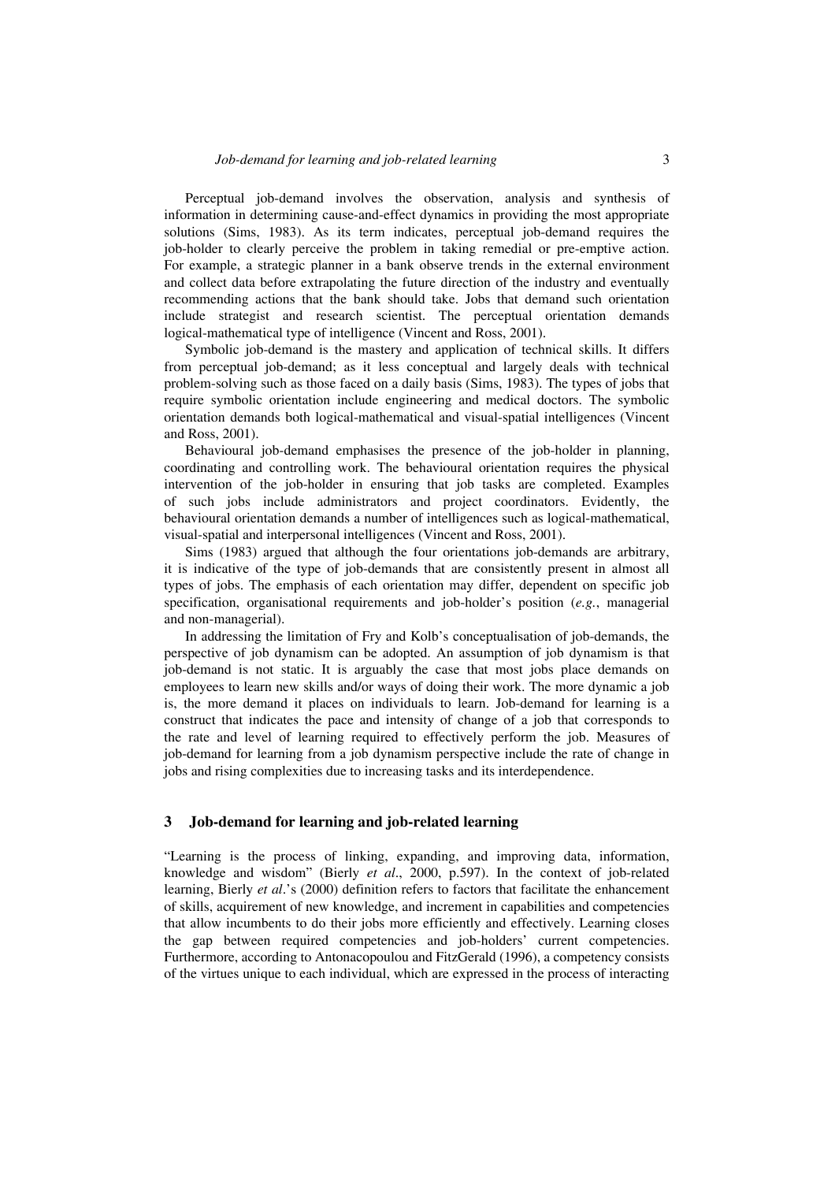Perceptual job-demand involves the observation, analysis and synthesis of information in determining cause-and-effect dynamics in providing the most appropriate solutions (Sims, 1983). As its term indicates, perceptual job-demand requires the job-holder to clearly perceive the problem in taking remedial or pre-emptive action. For example, a strategic planner in a bank observe trends in the external environment and collect data before extrapolating the future direction of the industry and eventually recommending actions that the bank should take. Jobs that demand such orientation include strategist and research scientist. The perceptual orientation demands logical-mathematical type of intelligence (Vincent and Ross, 2001).

Symbolic job-demand is the mastery and application of technical skills. It differs from perceptual job-demand; as it less conceptual and largely deals with technical problem-solving such as those faced on a daily basis (Sims, 1983). The types of jobs that require symbolic orientation include engineering and medical doctors. The symbolic orientation demands both logical-mathematical and visual-spatial intelligences (Vincent and Ross, 2001).

Behavioural job-demand emphasises the presence of the job-holder in planning, coordinating and controlling work. The behavioural orientation requires the physical intervention of the job-holder in ensuring that job tasks are completed. Examples of such jobs include administrators and project coordinators. Evidently, the behavioural orientation demands a number of intelligences such as logical-mathematical, visual-spatial and interpersonal intelligences (Vincent and Ross, 2001).

Sims (1983) argued that although the four orientations job-demands are arbitrary, it is indicative of the type of job-demands that are consistently present in almost all types of jobs. The emphasis of each orientation may differ, dependent on specific job specification, organisational requirements and job-holder's position (*e.g.*, managerial and non-managerial).

In addressing the limitation of Fry and Kolb's conceptualisation of job-demands, the perspective of job dynamism can be adopted. An assumption of job dynamism is that job-demand is not static. It is arguably the case that most jobs place demands on employees to learn new skills and/or ways of doing their work. The more dynamic a job is, the more demand it places on individuals to learn. Job-demand for learning is a construct that indicates the pace and intensity of change of a job that corresponds to the rate and level of learning required to effectively perform the job. Measures of job-demand for learning from a job dynamism perspective include the rate of change in jobs and rising complexities due to increasing tasks and its interdependence.

## 3 Job-demand for learning and job-related learning

"Learning is the process of linking, expanding, and improving data, information, knowledge and wisdom" (Bierly *et al*., 2000, p.597). In the context of job-related learning, Bierly *et al*.'s (2000) definition refers to factors that facilitate the enhancement of skills, acquirement of new knowledge, and increment in capabilities and competencies that allow incumbents to do their jobs more efficiently and effectively. Learning closes the gap between required competencies and job-holders' current competencies. Furthermore, according to Antonacopoulou and FitzGerald (1996), a competency consists of the virtues unique to each individual, which are expressed in the process of interacting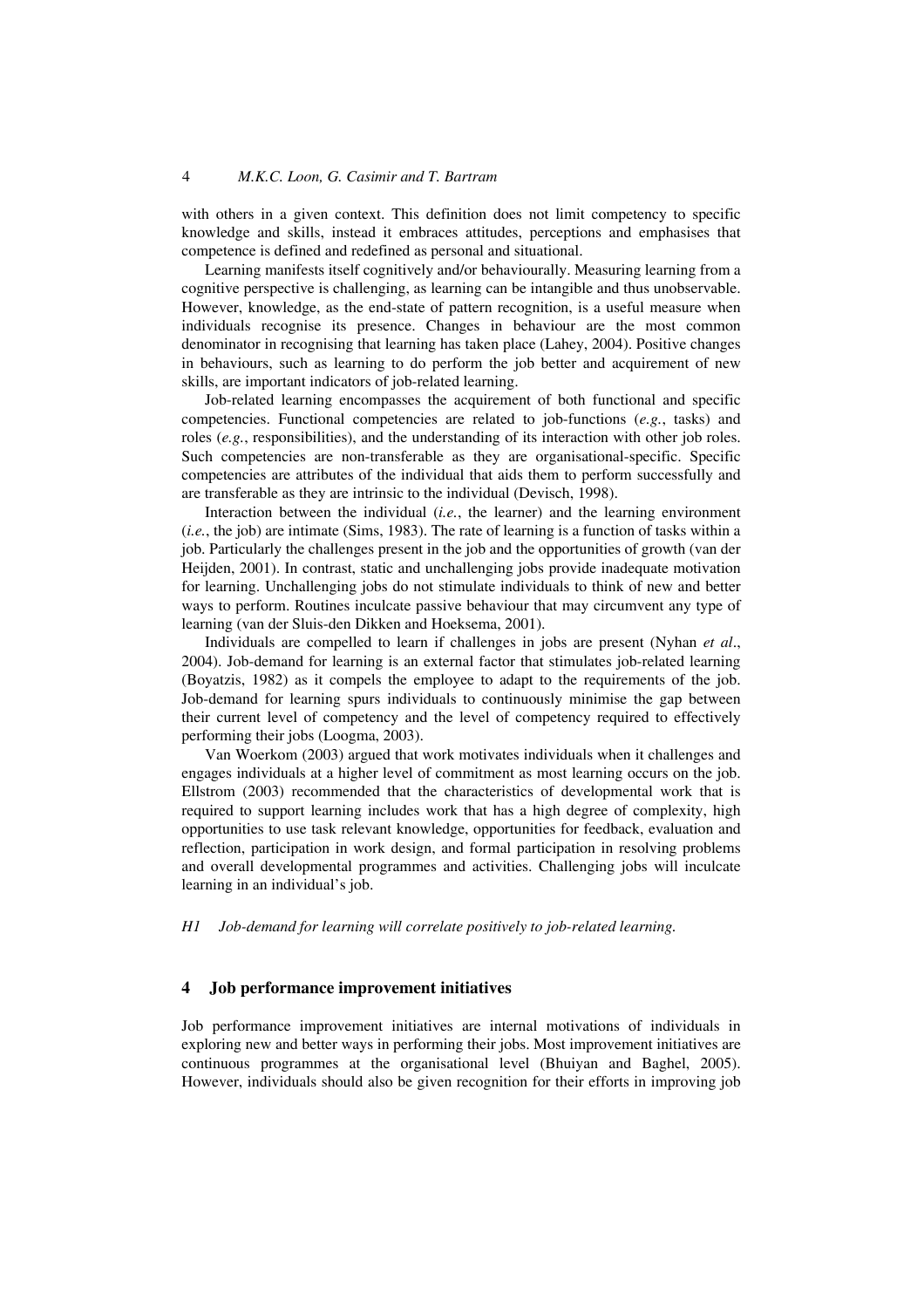with others in a given context. This definition does not limit competency to specific knowledge and skills, instead it embraces attitudes, perceptions and emphasises that competence is defined and redefined as personal and situational.

Learning manifests itself cognitively and/or behaviourally. Measuring learning from a cognitive perspective is challenging, as learning can be intangible and thus unobservable. However, knowledge, as the end-state of pattern recognition, is a useful measure when individuals recognise its presence. Changes in behaviour are the most common denominator in recognising that learning has taken place (Lahey, 2004). Positive changes in behaviours, such as learning to do perform the job better and acquirement of new skills, are important indicators of job-related learning.

Job-related learning encompasses the acquirement of both functional and specific competencies. Functional competencies are related to job-functions (*e.g.*, tasks) and roles (*e.g.*, responsibilities), and the understanding of its interaction with other job roles. Such competencies are non-transferable as they are organisational-specific. Specific competencies are attributes of the individual that aids them to perform successfully and are transferable as they are intrinsic to the individual (Devisch, 1998).

Interaction between the individual (*i.e.*, the learner) and the learning environment (*i.e.*, the job) are intimate (Sims, 1983). The rate of learning is a function of tasks within a job. Particularly the challenges present in the job and the opportunities of growth (van der Heijden, 2001). In contrast, static and unchallenging jobs provide inadequate motivation for learning. Unchallenging jobs do not stimulate individuals to think of new and better ways to perform. Routines inculcate passive behaviour that may circumvent any type of learning (van der Sluis-den Dikken and Hoeksema, 2001).

Individuals are compelled to learn if challenges in jobs are present (Nyhan *et al*., 2004). Job-demand for learning is an external factor that stimulates job-related learning (Boyatzis, 1982) as it compels the employee to adapt to the requirements of the job. Job-demand for learning spurs individuals to continuously minimise the gap between their current level of competency and the level of competency required to effectively performing their jobs (Loogma, 2003).

Van Woerkom (2003) argued that work motivates individuals when it challenges and engages individuals at a higher level of commitment as most learning occurs on the job. Ellstrom (2003) recommended that the characteristics of developmental work that is required to support learning includes work that has a high degree of complexity, high opportunities to use task relevant knowledge, opportunities for feedback, evaluation and reflection, participation in work design, and formal participation in resolving problems and overall developmental programmes and activities. Challenging jobs will inculcate learning in an individual's job.

*H1 Job-demand for learning will correlate positively to job-related learning.*

## 4 Job performance improvement initiatives

Job performance improvement initiatives are internal motivations of individuals in exploring new and better ways in performing their jobs. Most improvement initiatives are continuous programmes at the organisational level (Bhuiyan and Baghel, 2005). However, individuals should also be given recognition for their efforts in improving job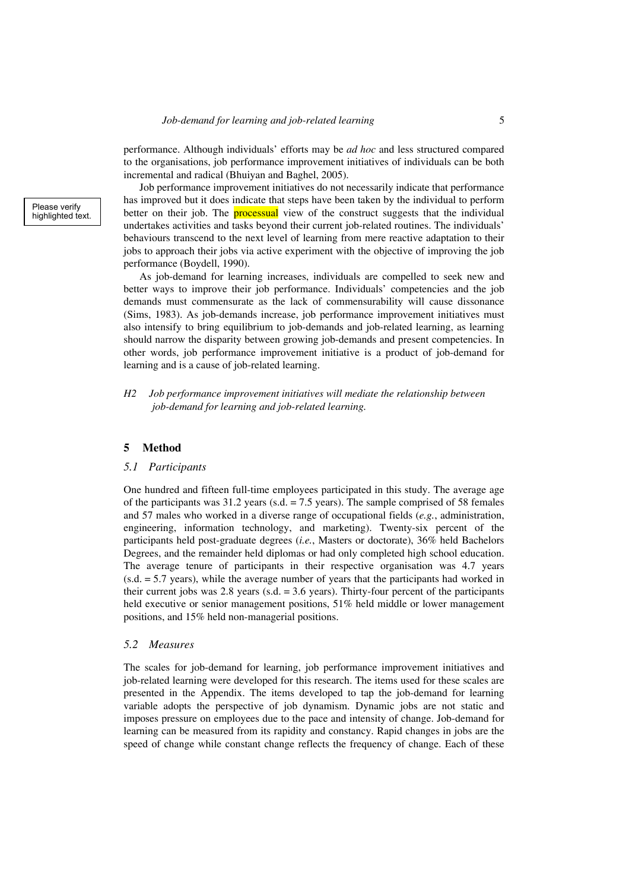performance. Although individuals' efforts may be *ad hoc* and less structured compared to the organisations, job performance improvement initiatives of individuals can be both incremental and radical (Bhuiyan and Baghel, 2005).

Job performance improvement initiatives do not necessarily indicate that performance has improved but it does indicate that steps have been taken by the individual to perform better on their job. The processual view of the construct suggests that the individual undertakes activities and tasks beyond their current job-related routines. The individuals' behaviours transcend to the next level of learning from mere reactive adaptation to their jobs to approach their jobs via active experiment with the objective of improving the job performance (Boydell, 1990).

As job-demand for learning increases, individuals are compelled to seek new and better ways to improve their job performance. Individuals' competencies and the job demands must commensurate as the lack of commensurability will cause dissonance (Sims, 1983). As job-demands increase, job performance improvement initiatives must also intensify to bring equilibrium to job-demands and job-related learning, as learning should narrow the disparity between growing job-demands and present competencies. In other words, job performance improvement initiative is a product of job-demand for learning and is a cause of job-related learning.

*H2 Job performance improvement initiatives will mediate the relationship between job-demand for learning and job-related learning.*

## 5 Method

### 5.1 Participants

One hundred and fifteen full-time employees participated in this study. The average age of the participants was 31.2 years (s.d. = 7.5 years). The sample comprised of 58 females and 57 males who worked in a diverse range of occupational fields (*e.g.*, administration, engineering, information technology, and marketing). Twenty-six percent of the participants held post-graduate degrees (*i.e.*, Masters or doctorate), 36% held Bachelors Degrees, and the remainder held diplomas or had only completed high school education. The average tenure of participants in their respective organisation was 4.7 years (s.d. = 5.7 years), while the average number of years that the participants had worked in their current jobs was 2.8 years (s.d. = 3.6 years). Thirty-four percent of the participants held executive or senior management positions, 51% held middle or lower management positions, and 15% held non-managerial positions.

### 5.2 Measures

The scales for job-demand for learning, job performance improvement initiatives and job-related learning were developed for this research. The items used for these scales are presented in the Appendix. The items developed to tap the job-demand for learning variable adopts the perspective of job dynamism. Dynamic jobs are not static and imposes pressure on employees due to the pace and intensity of change. Job-demand for learning can be measured from its rapidity and constancy. Rapid changes in jobs are the speed of change while constant change reflects the frequency of change. Each of these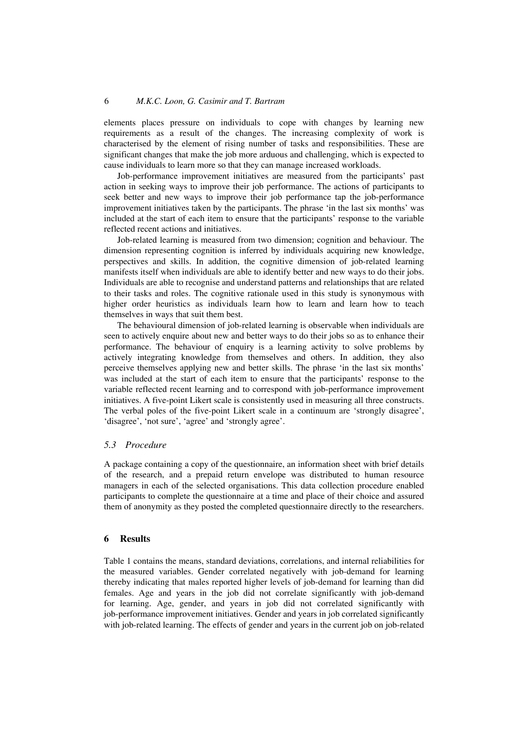elements places pressure on individuals to cope with changes by learning new requirements as a result of the changes. The increasing complexity of work is characterised by the element of rising number of tasks and responsibilities. These are significant changes that make the job more arduous and challenging, which is expected to cause individuals to learn more so that they can manage increased workloads.

Job-performance improvement initiatives are measured from the participants' past action in seeking ways to improve their job performance. The actions of participants to seek better and new ways to improve their job performance tap the job-performance improvement initiatives taken by the participants. The phrase 'in the last six months' was included at the start of each item to ensure that the participants' response to the variable reflected recent actions and initiatives.

Job-related learning is measured from two dimension; cognition and behaviour. The dimension representing cognition is inferred by individuals acquiring new knowledge, perspectives and skills. In addition, the cognitive dimension of job-related learning manifests itself when individuals are able to identify better and new ways to do their jobs. Individuals are able to recognise and understand patterns and relationships that are related to their tasks and roles. The cognitive rationale used in this study is synonymous with higher order heuristics as individuals learn how to learn and learn how to teach themselves in ways that suit them best.

The behavioural dimension of job-related learning is observable when individuals are seen to actively enquire about new and better ways to do their jobs so as to enhance their performance. The behaviour of enquiry is a learning activity to solve problems by actively integrating knowledge from themselves and others. In addition, they also perceive themselves applying new and better skills. The phrase 'in the last six months' was included at the start of each item to ensure that the participants' response to the variable reflected recent learning and to correspond with job-performance improvement initiatives. A five-point Likert scale is consistently used in measuring all three constructs. The verbal poles of the five-point Likert scale in a continuum are 'strongly disagree', 'disagree', 'not sure', 'agree' and 'strongly agree'.

### *5.3 Procedure*

A package containing a copy of the questionnaire, an information sheet with brief details of the research, and a prepaid return envelope was distributed to human resource managers in each of the selected organisations. This data collection procedure enabled participants to complete the questionnaire at a time and place of their choice and assured them of anonymity as they posted the completed questionnaire directly to the researchers.

## 6 Results

Table 1 contains the means, standard deviations, correlations, and internal reliabilities for the measured variables. Gender correlated negatively with job-demand for learning thereby indicating that males reported higher levels of job-demand for learning than did females. Age and years in the job did not correlate significantly with job-demand for learning. Age, gender, and years in job did not correlated significantly with job-performance improvement initiatives. Gender and years in job correlated significantly with job-related learning. The effects of gender and years in the current job on job-related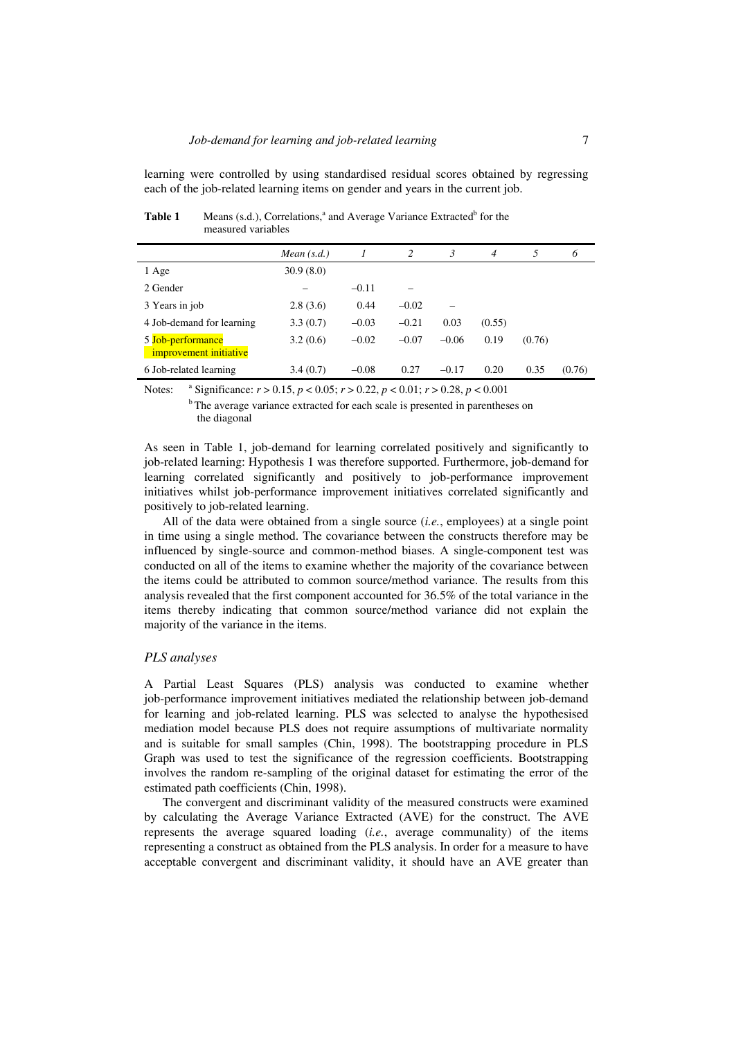learning were controlled by using standardised residual scores obtained by regressing each of the job-related learning items on gender and years in the current job.

**Table 1** Means (s.d.), Correlations,[a] and Average Variance Extracted[b] for the measured variables

| | *Mean (s.d.)* | *1* | *2* | *3* | *4* | *5* | *6* |
|---|---|---|---|---|---|---|---|
| 1 Age | 30.9 (8.0) | | | | | | |
| 2 Gender | – | –0.11 | – | | | | |
| 3 Years in job | 2.8 (3.6) | 0.44 | –0.02 | – | | | |
| 4 Job-demand for learning | 3.3 (0.7) | –0.03 | –0.21 | 0.03 | (0.55) | | |
| 5 Job-performance improvement initiative | 3.2 (0.6) | –0.02 | –0.07 | –0.06 | 0.19 | (0.76) | |
| 6 Job-related learning | 3.4 (0.7) | –0.08 | 0.27 | –0.17 | 0.20 | 0.35 | (0.76) |

Notes: [a] Significance: $r > 0.15$, $p < 0.05$; $r > 0.22$, $p < 0.01$; $r > 0.28$, $p < 0.001$

[b] The average variance extracted for each scale is presented in parentheses on the diagonal

As seen in Table 1, job-demand for learning correlated positively and significantly to job-related learning: Hypothesis 1 was therefore supported. Furthermore, job-demand for learning correlated significantly and positively to job-performance improvement initiatives whilst job-performance improvement initiatives correlated significantly and positively to job-related learning.

All of the data were obtained from a single source (*i.e.*, employees) at a single point in time using a single method. The covariance between the constructs therefore may be influenced by single-source and common-method biases. A single-component test was conducted on all of the items to examine whether the majority of the covariance between the items could be attributed to common source/method variance. The results from this analysis revealed that the first component accounted for 36.5% of the total variance in the items thereby indicating that common source/method variance did not explain the majority of the variance in the items.

### *PLS analyses*

A Partial Least Squares (PLS) analysis was conducted to examine whether job-performance improvement initiatives mediated the relationship between job-demand for learning and job-related learning. PLS was selected to analyse the hypothesised mediation model because PLS does not require assumptions of multivariate normality and is suitable for small samples (Chin, 1998). The bootstrapping procedure in PLS Graph was used to test the significance of the regression coefficients. Bootstrapping involves the random re-sampling of the original dataset for estimating the error of the estimated path coefficients (Chin, 1998).

The convergent and discriminant validity of the measured constructs were examined by calculating the Average Variance Extracted (AVE) for the construct. The AVE represents the average squared loading (*i.e.*, average communality) of the items representing a construct as obtained from the PLS analysis. In order for a measure to have acceptable convergent and discriminant validity, it should have an AVE greater than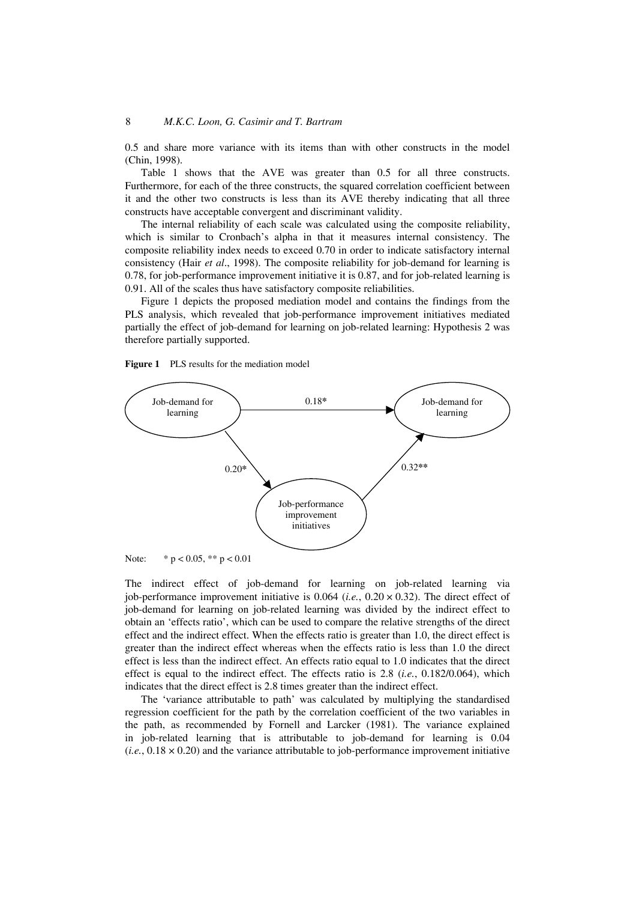0.5 and share more variance with its items than with other constructs in the model (Chin, 1998).

Table 1 shows that the AVE was greater than 0.5 for all three constructs. Furthermore, for each of the three constructs, the squared correlation coefficient between it and the other two constructs is less than its AVE thereby indicating that all three constructs have acceptable convergent and discriminant validity.

The internal reliability of each scale was calculated using the composite reliability, which is similar to Cronbach's alpha in that it measures internal consistency. The composite reliability index needs to exceed 0.70 in order to indicate satisfactory internal consistency (Hair *et al*., 1998). The composite reliability for job-demand for learning is 0.78, for job-performance improvement initiative it is 0.87, and for job-related learning is 0.91. All of the scales thus have satisfactory composite reliabilities.

Figure 1 depicts the proposed mediation model and contains the findings from the PLS analysis, which revealed that job-performance improvement initiatives mediated partially the effect of job-demand for learning on job-related learning: Hypothesis 2 was therefore partially supported.

**Figure 1** PLS results for the mediation model

Job-demand for learning → Job-demand for learning: 0.18*

Job-demand for learning → Job-performance improvement initiatives: 0.20*

Job-performance improvement initiatives → Job-demand for learning: 0.32**

Note: * $p < 0.05$, ** $p < 0.01$

The indirect effect of job-demand for learning on job-related learning via job-performance improvement initiative is 0.064 (*i.e.*, $0.20 \times 0.32$). The direct effect of job-demand for learning on job-related learning was divided by the indirect effect to obtain an 'effects ratio', which can be used to compare the relative strengths of the direct effect and the indirect effect. When the effects ratio is greater than 1.0, the direct effect is greater than the indirect effect whereas when the effects ratio is less than 1.0 the direct effect is less than the indirect effect. An effects ratio equal to 1.0 indicates that the direct effect is equal to the indirect effect. The effects ratio is 2.8 (*i.e.*, 0.182/0.064), which indicates that the direct effect is 2.8 times greater than the indirect effect.

The 'variance attributable to path' was calculated by multiplying the standardised regression coefficient for the path by the correlation coefficient of the two variables in the path, as recommended by Fornell and Larcker (1981). The variance explained in job-related learning that is attributable to job-demand for learning is 0.04 (*i.e.*, $0.18 \times 0.20$) and the variance attributable to job-performance improvement initiative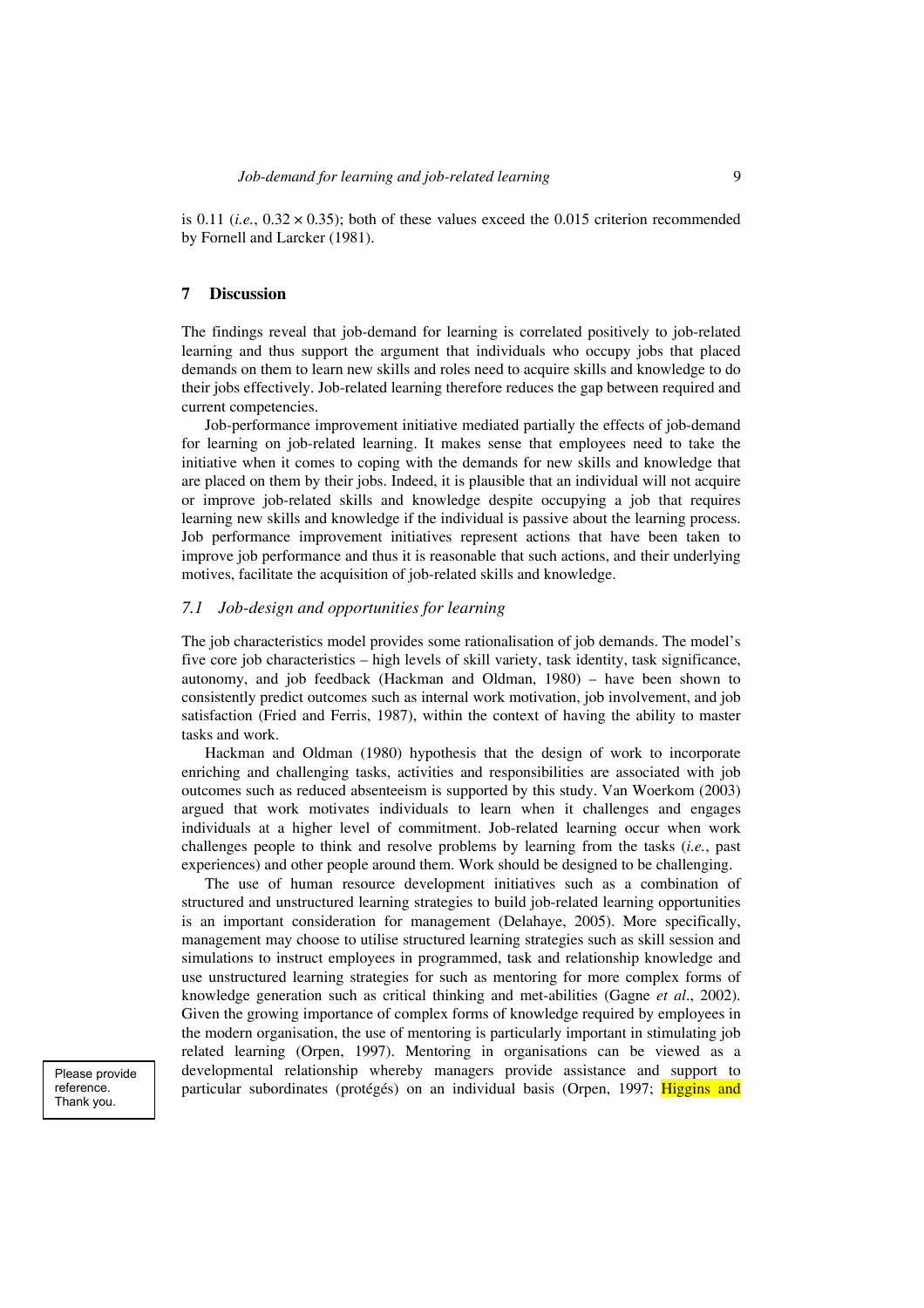is 0.11 (*i.e.*, $0.32 \times 0.35$); both of these values exceed the 0.015 criterion recommended by Fornell and Larcker (1981).

## 7 Discussion

The findings reveal that job-demand for learning is correlated positively to job-related learning and thus support the argument that individuals who occupy jobs that placed demands on them to learn new skills and roles need to acquire skills and knowledge to do their jobs effectively. Job-related learning therefore reduces the gap between required and current competencies.

Job-performance improvement initiative mediated partially the effects of job-demand for learning on job-related learning. It makes sense that employees need to take the initiative when it comes to coping with the demands for new skills and knowledge that are placed on them by their jobs. Indeed, it is plausible that an individual will not acquire or improve job-related skills and knowledge despite occupying a job that requires learning new skills and knowledge if the individual is passive about the learning process. Job performance improvement initiatives represent actions that have been taken to improve job performance and thus it is reasonable that such actions, and their underlying motives, facilitate the acquisition of job-related skills and knowledge.

### *7.1 Job-design and opportunities for learning*

The job characteristics model provides some rationalisation of job demands. The model's five core job characteristics – high levels of skill variety, task identity, task significance, autonomy, and job feedback (Hackman and Oldman, 1980) – have been shown to consistently predict outcomes such as internal work motivation, job involvement, and job satisfaction (Fried and Ferris, 1987), within the context of having the ability to master tasks and work.

Hackman and Oldman (1980) hypothesis that the design of work to incorporate enriching and challenging tasks, activities and responsibilities are associated with job outcomes such as reduced absenteeism is supported by this study. Van Woerkom (2003) argued that work motivates individuals to learn when it challenges and engages individuals at a higher level of commitment. Job-related learning occur when work challenges people to think and resolve problems by learning from the tasks (*i.e.*, past experiences) and other people around them. Work should be designed to be challenging.

The use of human resource development initiatives such as a combination of structured and unstructured learning strategies to build job-related learning opportunities is an important consideration for management (Delahaye, 2005). More specifically, management may choose to utilise structured learning strategies such as skill session and simulations to instruct employees in programmed, task and relationship knowledge and use unstructured learning strategies for such as mentoring for more complex forms of knowledge generation such as critical thinking and met-abilities (Gagne *et al*., 2002). Given the growing importance of complex forms of knowledge required by employees in the modern organisation, the use of mentoring is particularly important in stimulating job related learning (Orpen, 1997). Mentoring in organisations can be viewed as a developmental relationship whereby managers provide assistance and support to particular subordinates (protégés) on an individual basis (Orpen, 1997; Higgins and

Please provide reference. Thank you.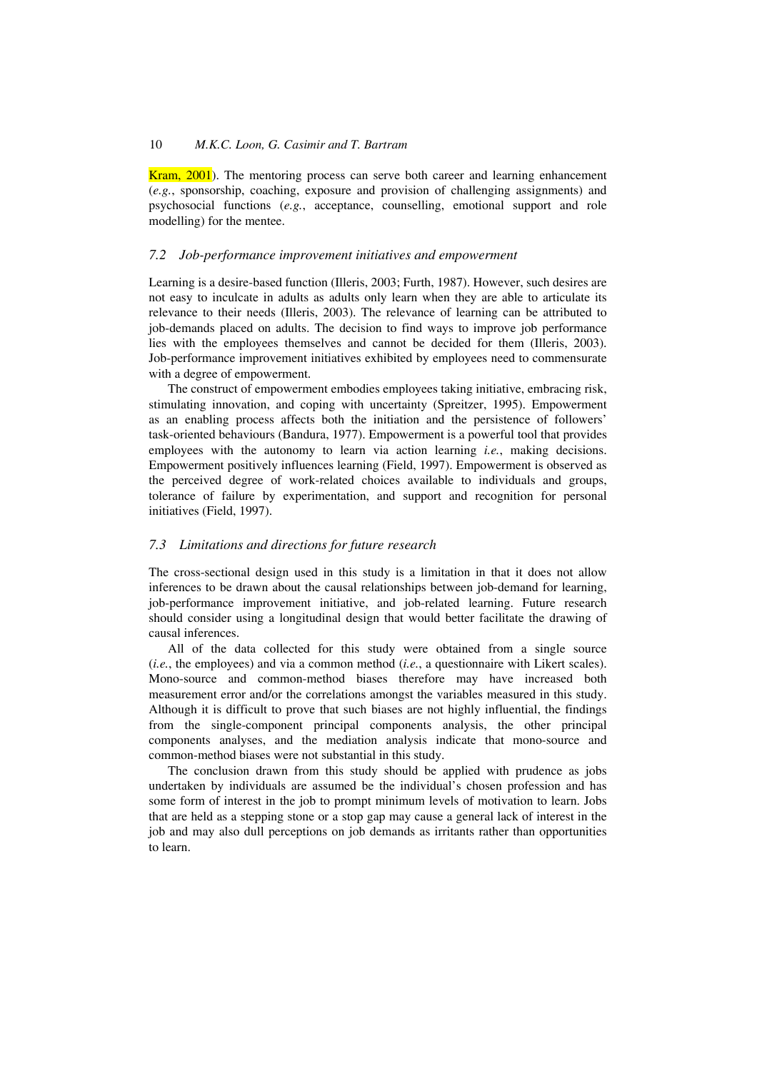Kram, 2001). The mentoring process can serve both career and learning enhancement (*e.g.*, sponsorship, coaching, exposure and provision of challenging assignments) and psychosocial functions (*e.g.*, acceptance, counselling, emotional support and role modelling) for the mentee.

### 7.2 Job-performance improvement initiatives and empowerment

Learning is a desire-based function (Illeris, 2003; Furth, 1987). However, such desires are not easy to inculcate in adults as adults only learn when they are able to articulate its relevance to their needs (Illeris, 2003). The relevance of learning can be attributed to job-demands placed on adults. The decision to find ways to improve job performance lies with the employees themselves and cannot be decided for them (Illeris, 2003). Job-performance improvement initiatives exhibited by employees need to commensurate with a degree of empowerment.

The construct of empowerment embodies employees taking initiative, embracing risk, stimulating innovation, and coping with uncertainty (Spreitzer, 1995). Empowerment as an enabling process affects both the initiation and the persistence of followers' task-oriented behaviours (Bandura, 1977). Empowerment is a powerful tool that provides employees with the autonomy to learn via action learning *i.e.*, making decisions. Empowerment positively influences learning (Field, 1997). Empowerment is observed as the perceived degree of work-related choices available to individuals and groups, tolerance of failure by experimentation, and support and recognition for personal initiatives (Field, 1997).

### 7.3 Limitations and directions for future research

The cross-sectional design used in this study is a limitation in that it does not allow inferences to be drawn about the causal relationships between job-demand for learning, job-performance improvement initiative, and job-related learning. Future research should consider using a longitudinal design that would better facilitate the drawing of causal inferences.

All of the data collected for this study were obtained from a single source (*i.e.*, the employees) and via a common method (*i.e.*, a questionnaire with Likert scales). Mono-source and common-method biases therefore may have increased both measurement error and/or the correlations amongst the variables measured in this study. Although it is difficult to prove that such biases are not highly influential, the findings from the single-component principal components analysis, the other principal components analyses, and the mediation analysis indicate that mono-source and common-method biases were not substantial in this study.

The conclusion drawn from this study should be applied with prudence as jobs undertaken by individuals are assumed be the individual's chosen profession and has some form of interest in the job to prompt minimum levels of motivation to learn. Jobs that are held as a stepping stone or a stop gap may cause a general lack of interest in the job and may also dull perceptions on job demands as irritants rather than opportunities to learn.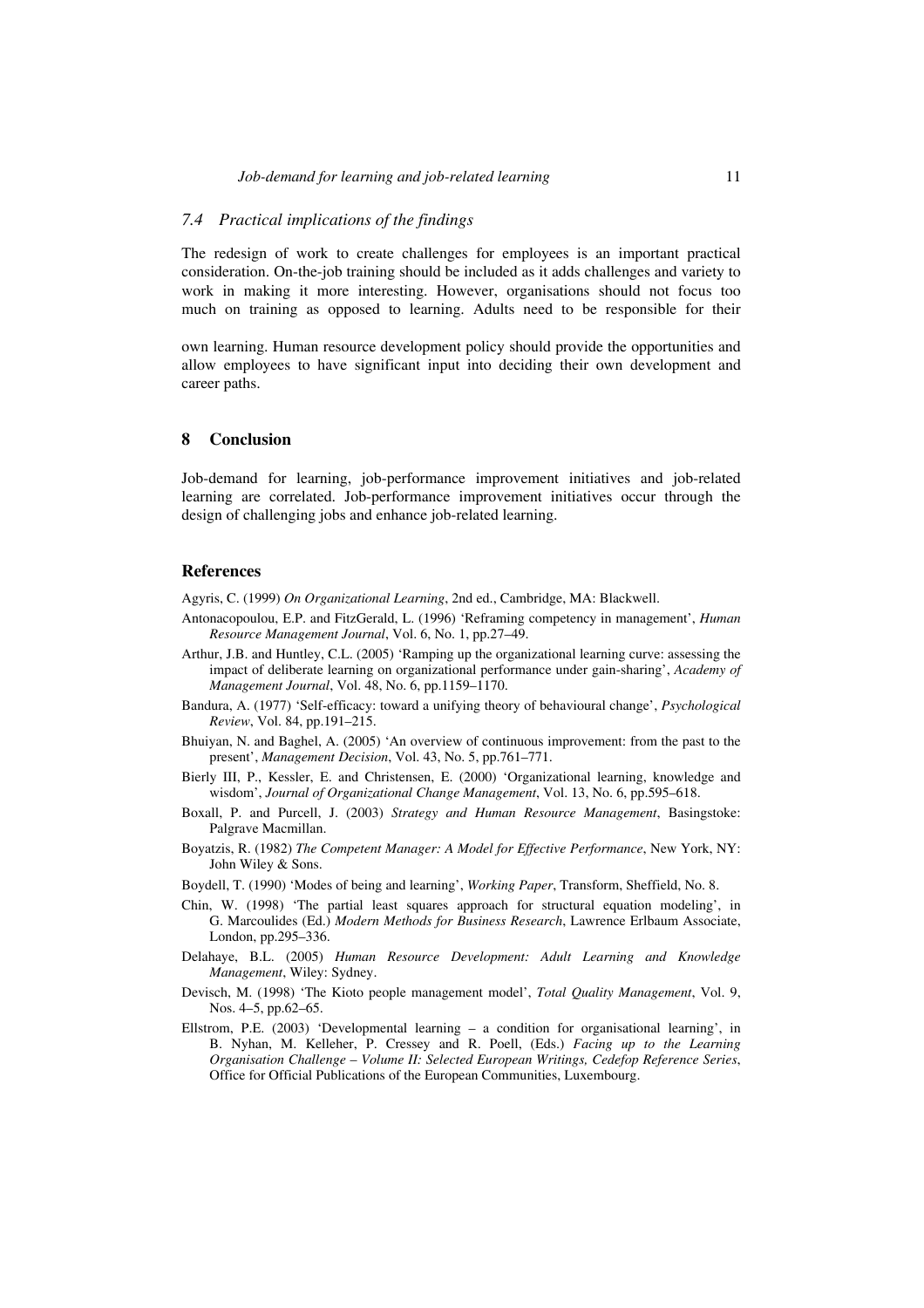### 7.4 Practical implications of the findings

The redesign of work to create challenges for employees is an important practical consideration. On-the-job training should be included as it adds challenges and variety to work in making it more interesting. However, organisations should not focus too much on training as opposed to learning. Adults need to be responsible for their own learning. Human resource development policy should provide the opportunities and allow employees to have significant input into deciding their own development and career paths.

## 8 Conclusion

Job-demand for learning, job-performance improvement initiatives and job-related learning are correlated. Job-performance improvement initiatives occur through the design of challenging jobs and enhance job-related learning.

## References

Agyris, C. (1999) *On Organizational Learning*, 2nd ed., Cambridge, MA: Blackwell.

Antonacopoulou, E.P. and FitzGerald, L. (1996) 'Reframing competency in management', *Human Resource Management Journal*, Vol. 6, No. 1, pp.27–49.

Arthur, J.B. and Huntley, C.L. (2005) 'Ramping up the organizational learning curve: assessing the impact of deliberate learning on organizational performance under gain-sharing', *Academy of Management Journal*, Vol. 48, No. 6, pp.1159–1170.

Bandura, A. (1977) 'Self-efficacy: toward a unifying theory of behavioural change', *Psychological Review*, Vol. 84, pp.191–215.

Bhuiyan, N. and Baghel, A. (2005) 'An overview of continuous improvement: from the past to the present', *Management Decision*, Vol. 43, No. 5, pp.761–771.

Bierly III, P., Kessler, E. and Christensen, E. (2000) 'Organizational learning, knowledge and wisdom', *Journal of Organizational Change Management*, Vol. 13, No. 6, pp.595–618.

Boxall, P. and Purcell, J. (2003) *Strategy and Human Resource Management*, Basingstoke: Palgrave Macmillan.

Boyatzis, R. (1982) *The Competent Manager: A Model for Effective Performance*, New York, NY: John Wiley & Sons.

Boydell, T. (1990) 'Modes of being and learning', *Working Paper*, Transform, Sheffield, No. 8.

Chin, W. (1998) 'The partial least squares approach for structural equation modeling', in G. Marcoulides (Ed.) *Modern Methods for Business Research*, Lawrence Erlbaum Associate, London, pp.295–336.

Delahaye, B.L. (2005) *Human Resource Development: Adult Learning and Knowledge Management*, Wiley: Sydney.

Devisch, M. (1998) 'The Kioto people management model', *Total Quality Management*, Vol. 9, Nos. 4–5, pp.62–65.

Ellstrom, P.E. (2003) 'Developmental learning – a condition for organisational learning', in B. Nyhan, M. Kelleher, P. Cressey and R. Poell, (Eds.) *Facing up to the Learning Organisation Challenge – Volume II: Selected European Writings, Cedefop Reference Series*, Office for Official Publications of the European Communities, Luxembourg.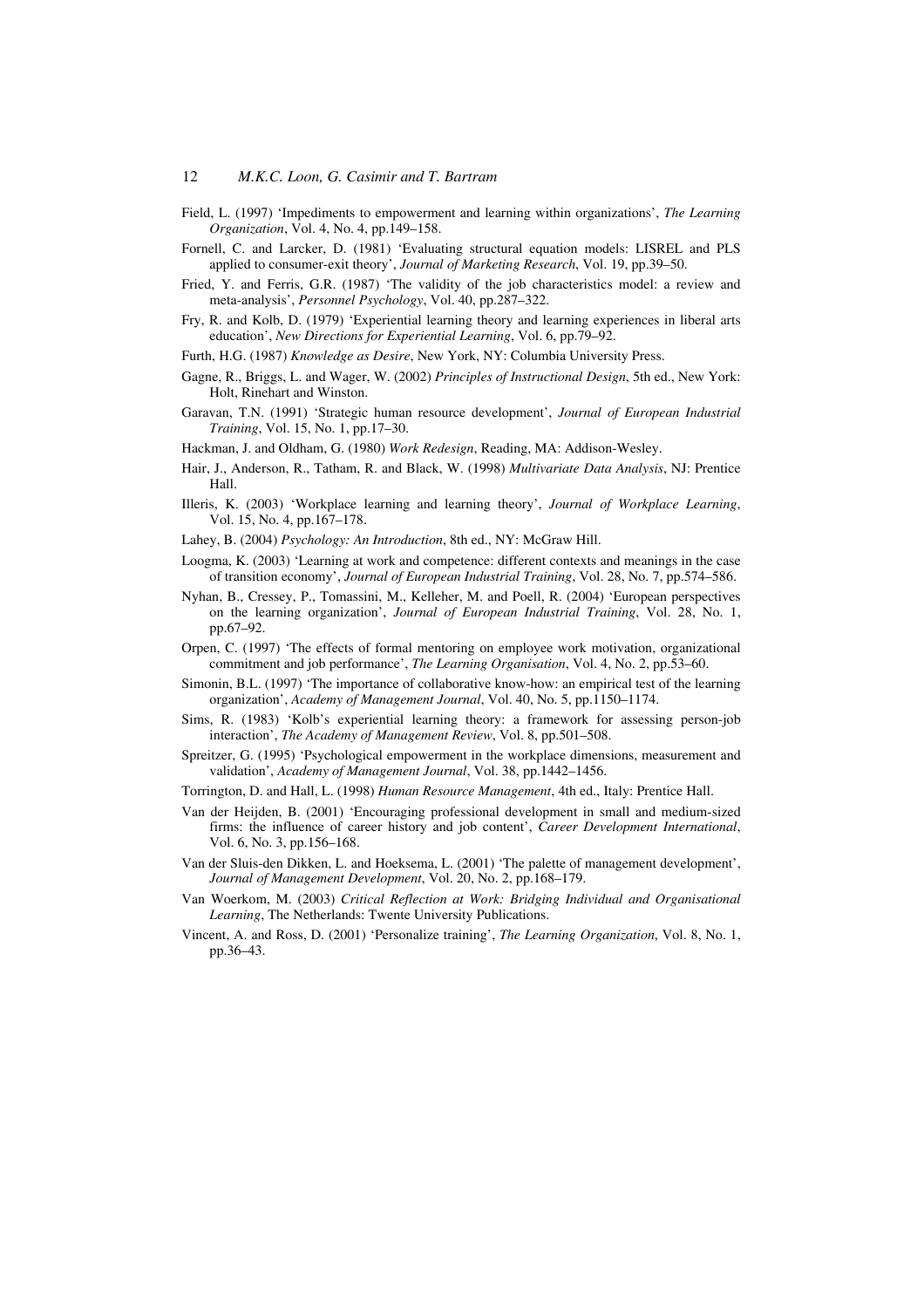Field, L. (1997) 'Impediments to empowerment and learning within organizations', *The Learning Organization*, Vol. 4, No. 4, pp.149–158.

Fornell, C. and Larcker, D. (1981) 'Evaluating structural equation models: LISREL and PLS applied to consumer-exit theory', *Journal of Marketing Research*, Vol. 19, pp.39–50.

Fried, Y. and Ferris, G.R. (1987) 'The validity of the job characteristics model: a review and meta-analysis', *Personnel Psychology*, Vol. 40, pp.287–322.

Fry, R. and Kolb, D. (1979) 'Experiential learning theory and learning experiences in liberal arts education', *New Directions for Experiential Learning*, Vol. 6, pp.79–92.

Furth, H.G. (1987) *Knowledge as Desire*, New York, NY: Columbia University Press.

Gagne, R., Briggs, L. and Wager, W. (2002) *Principles of Instructional Design*, 5th ed., New York: Holt, Rinehart and Winston.

Garavan, T.N. (1991) 'Strategic human resource development', *Journal of European Industrial Training*, Vol. 15, No. 1, pp.17–30.

Hackman, J. and Oldham, G. (1980) *Work Redesign*, Reading, MA: Addison-Wesley.

Hair, J., Anderson, R., Tatham, R. and Black, W. (1998) *Multivariate Data Analysis*, NJ: Prentice Hall.

Illeris, K. (2003) 'Workplace learning and learning theory', *Journal of Workplace Learning*, Vol. 15, No. 4, pp.167–178.

Lahey, B. (2004) *Psychology: An Introduction*, 8th ed., NY: McGraw Hill.

Loogma, K. (2003) 'Learning at work and competence: different contexts and meanings in the case of transition economy', *Journal of European Industrial Training*, Vol. 28, No. 7, pp.574–586.

Nyhan, B., Cressey, P., Tomassini, M., Kelleher, M. and Poell, R. (2004) 'European perspectives on the learning organization', *Journal of European Industrial Training*, Vol. 28, No. 1, pp.67–92.

Orpen, C. (1997) 'The effects of formal mentoring on employee work motivation, organizational commitment and job performance', *The Learning Organisation*, Vol. 4, No. 2, pp.53–60.

Simonin, B.L. (1997) 'The importance of collaborative know-how: an empirical test of the learning organization', *Academy of Management Journal*, Vol. 40, No. 5, pp.1150–1174.

Sims, R. (1983) 'Kolb's experiential learning theory: a framework for assessing person-job interaction', *The Academy of Management Review*, Vol. 8, pp.501–508.

Spreitzer, G. (1995) 'Psychological empowerment in the workplace dimensions, measurement and validation', *Academy of Management Journal*, Vol. 38, pp.1442–1456.

Torrington, D. and Hall, L. (1998) *Human Resource Management*, 4th ed., Italy: Prentice Hall.

Van der Heijden, B. (2001) 'Encouraging professional development in small and medium-sized firms: the influence of career history and job content', *Career Development International*, Vol. 6, No. 3, pp.156–168.

Van der Sluis-den Dikken, L. and Hoeksema, L. (2001) 'The palette of management development', *Journal of Management Development*, Vol. 20, No. 2, pp.168–179.

Van Woerkom, M. (2003) *Critical Reflection at Work: Bridging Individual and Organisational Learning*, The Netherlands: Twente University Publications.

Vincent, A. and Ross, D. (2001) 'Personalize training', *The Learning Organization*, Vol. 8, No. 1, pp.36–43.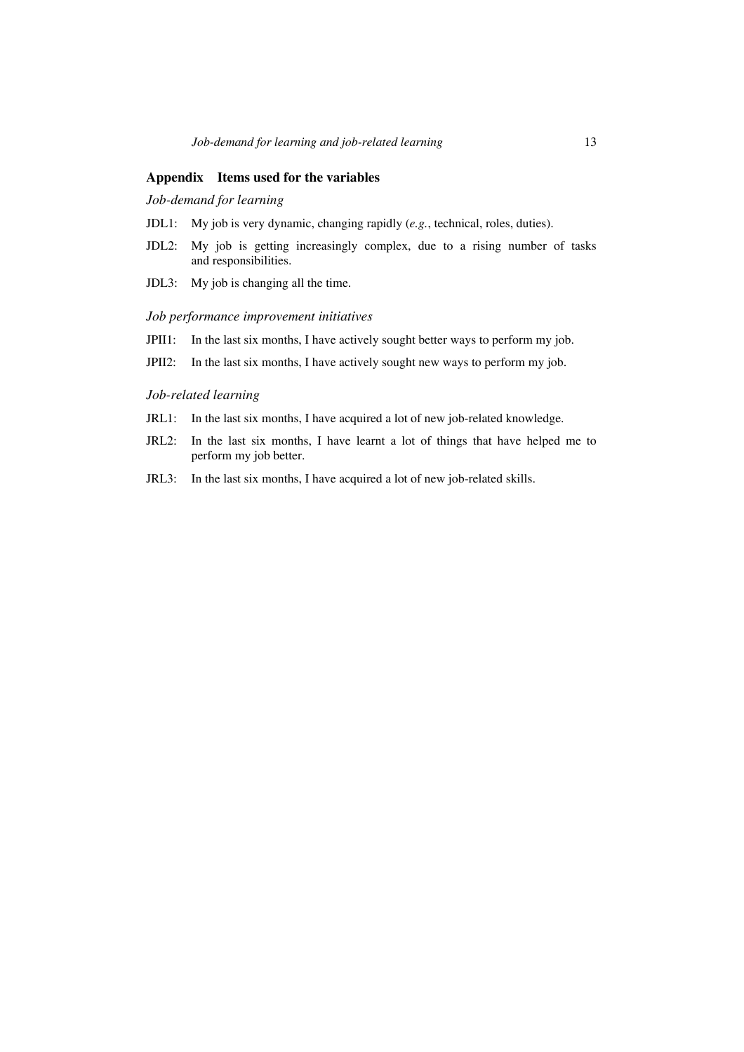## Appendix Items used for the variables

### *Job-demand for learning*

JDL1: My job is very dynamic, changing rapidly (*e.g.*, technical, roles, duties).

JDL2: My job is getting increasingly complex, due to a rising number of tasks and responsibilities.

JDL3: My job is changing all the time.

### *Job performance improvement initiatives*

JPII1: In the last six months, I have actively sought better ways to perform my job.

JPII2: In the last six months, I have actively sought new ways to perform my job.

### *Job-related learning*

JRL1: In the last six months, I have acquired a lot of new job-related knowledge.

JRL2: In the last six months, I have learnt a lot of things that have helped me to perform my job better.

JRL3: In the last six months, I have acquired a lot of new job-related skills.